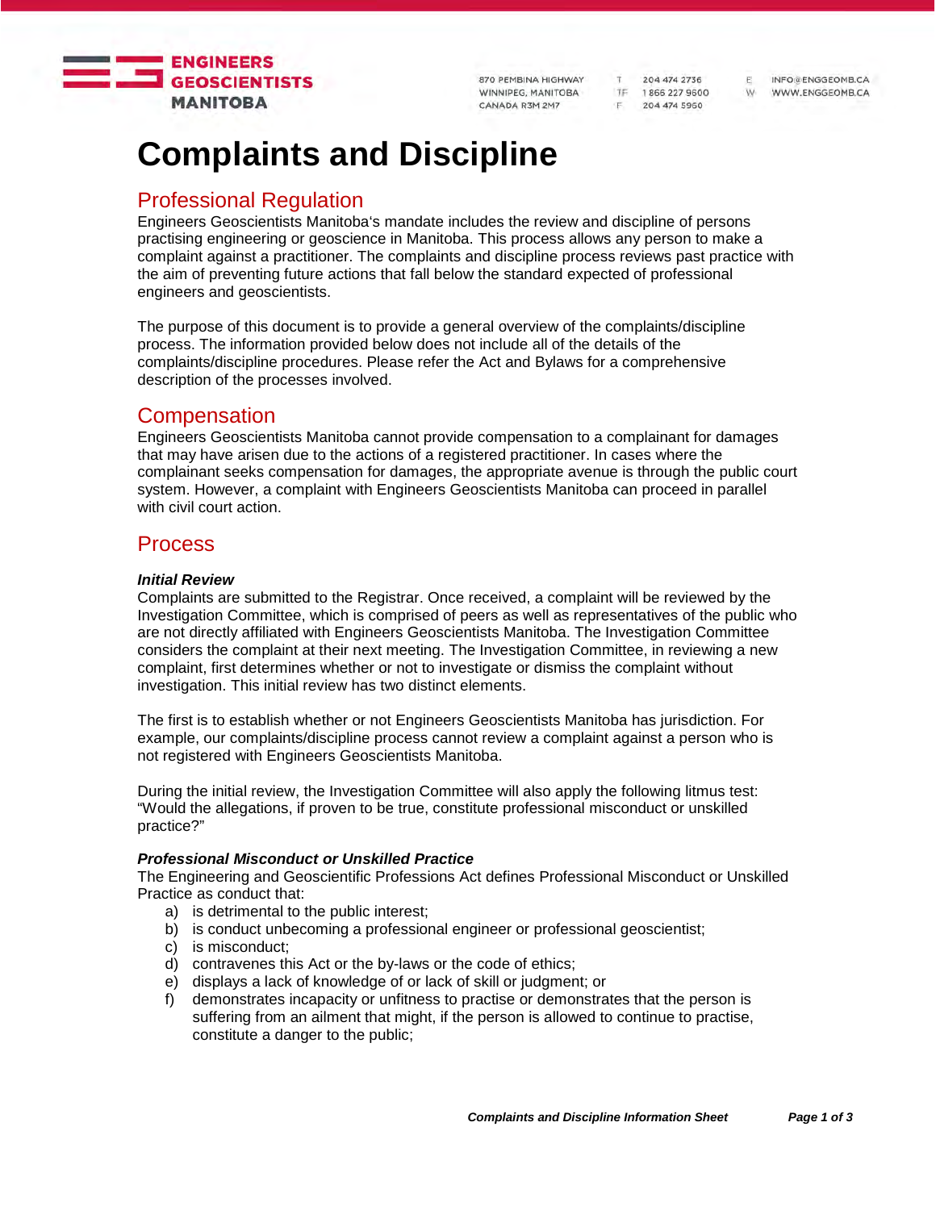# Complaints and Discipline

## Professional Regulation

Engineers Geoscientists Manitoba's mandate includes the review and discipline of persons practising engineering or geoscience in Manitoba. This process allows any person to make a complaint against a practitioner. The complaints and discipline process reviews past practice with the aim of preventing future actions that fall below the standard expected of professional engineers and geoscientists.

The purpose of this document is to provide a general overview of the complaints/discipline process. The information provided below does not include all of the details of the complaints/discipline procedures. Please refer the Act and Bylaws for a comprehensive description of the processes involved.

## Compensation

Engineers Geoscientists Manitoba cannot provide compensation to a complainant for damages that may have arisen due to the actions of a registered practitioner. In cases where the complainant seeks compensation for damages, the appropriate avenue is through the public court system. However, a complaint with Engineers Geoscientists Manitoba can proceed in parallel with civil court action.

## Process

***Initial Review***

Complaints are submitted to the Registrar. Once received, a complaint will be reviewed by the Investigation Committee, which is comprised of peers as well as representatives of the public who are not directly affiliated with Engineers Geoscientists Manitoba. The Investigation Committee considers the complaint at their next meeting. The Investigation Committee, in reviewing a new complaint, first determines whether or not to investigate or dismiss the complaint without investigation. This initial review has two distinct elements.

The first is to establish whether or not Engineers Geoscientists Manitoba has jurisdiction. For example, our complaints/discipline process cannot review a complaint against a person who is not registered with Engineers Geoscientists Manitoba.

During the initial review, the Investigation Committee will also apply the following litmus test: "Would the allegations, if proven to be true, constitute professional misconduct or unskilled practice?"

***Professional Misconduct or Unskilled Practice***

The Engineering and Geoscientific Professions Act defines Professional Misconduct or Unskilled Practice as conduct that:

a) is detrimental to the public interest;
b) is conduct unbecoming a professional engineer or professional geoscientist;
c) is misconduct;
d) contravenes this Act or the by-laws or the code of ethics;
e) displays a lack of knowledge of or lack of skill or judgment; or
f) demonstrates incapacity or unfitness to practise or demonstrates that the person is suffering from an ailment that might, if the person is allowed to continue to practise, constitute a danger to the public;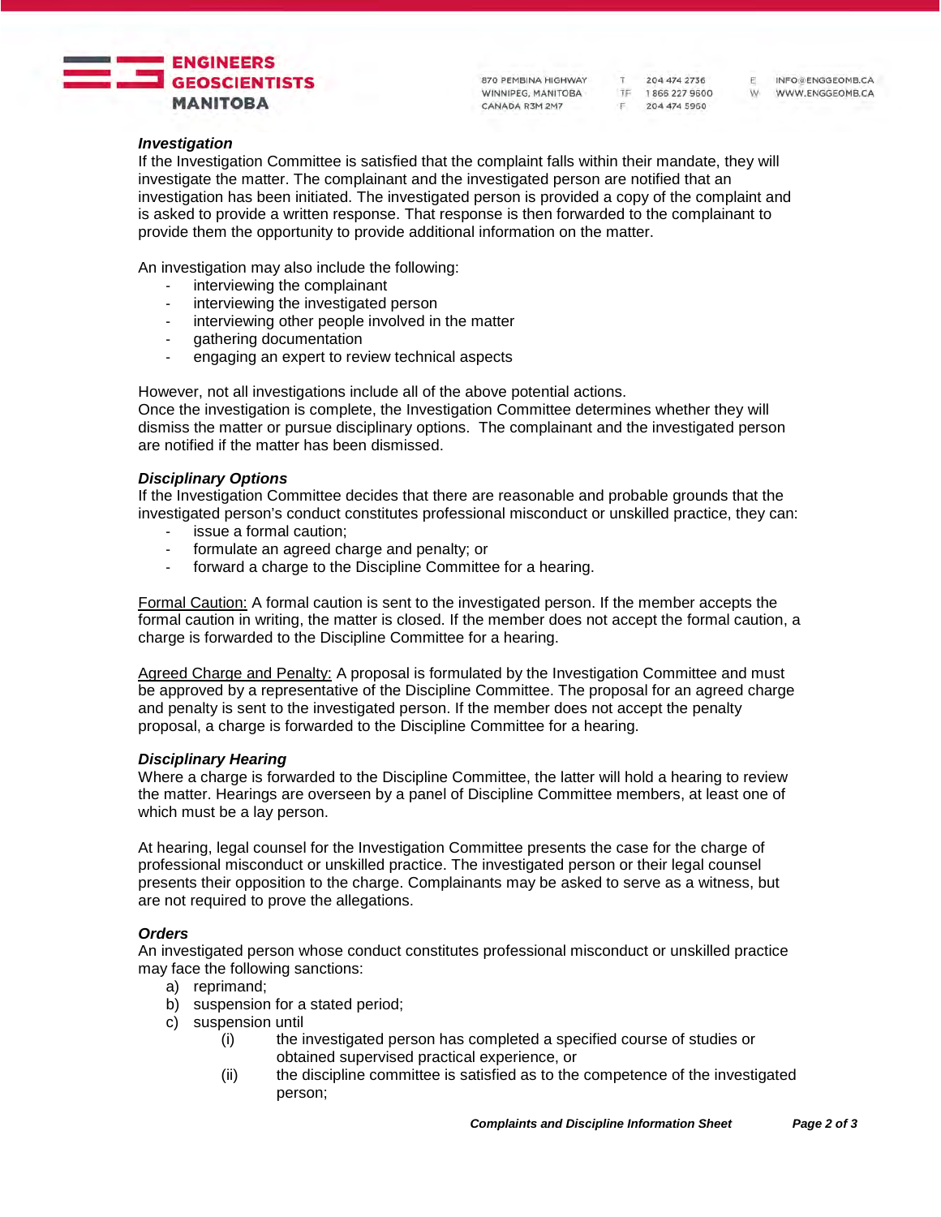### *Investigation*

If the Investigation Committee is satisfied that the complaint falls within their mandate, they will investigate the matter. The complainant and the investigated person are notified that an investigation has been initiated. The investigated person is provided a copy of the complaint and is asked to provide a written response. That response is then forwarded to the complainant to provide them the opportunity to provide additional information on the matter.

An investigation may also include the following:

- interviewing the complainant
- interviewing the investigated person
- interviewing other people involved in the matter
- gathering documentation
- engaging an expert to review technical aspects

However, not all investigations include all of the above potential actions.
Once the investigation is complete, the Investigation Committee determines whether they will dismiss the matter or pursue disciplinary options. The complainant and the investigated person are notified if the matter has been dismissed.

### *Disciplinary Options*

If the Investigation Committee decides that there are reasonable and probable grounds that the investigated person's conduct constitutes professional misconduct or unskilled practice, they can:

- issue a formal caution;
- formulate an agreed charge and penalty; or
- forward a charge to the Discipline Committee for a hearing.

<u>Formal Caution:</u> A formal caution is sent to the investigated person. If the member accepts the formal caution in writing, the matter is closed. If the member does not accept the formal caution, a charge is forwarded to the Discipline Committee for a hearing.

<u>Agreed Charge and Penalty:</u> A proposal is formulated by the Investigation Committee and must be approved by a representative of the Discipline Committee. The proposal for an agreed charge and penalty is sent to the investigated person. If the member does not accept the penalty proposal, a charge is forwarded to the Discipline Committee for a hearing.

### *Disciplinary Hearing*

Where a charge is forwarded to the Discipline Committee, the latter will hold a hearing to review the matter. Hearings are overseen by a panel of Discipline Committee members, at least one of which must be a lay person.

At hearing, legal counsel for the Investigation Committee presents the case for the charge of professional misconduct or unskilled practice. The investigated person or their legal counsel presents their opposition to the charge. Complainants may be asked to serve as a witness, but are not required to prove the allegations.

### *Orders*

An investigated person whose conduct constitutes professional misconduct or unskilled practice may face the following sanctions:

a) reprimand;
b) suspension for a stated period;
c) suspension until
   (i) the investigated person has completed a specified course of studies or obtained supervised practical experience, or
   (ii) the discipline committee is satisfied as to the competence of the investigated person;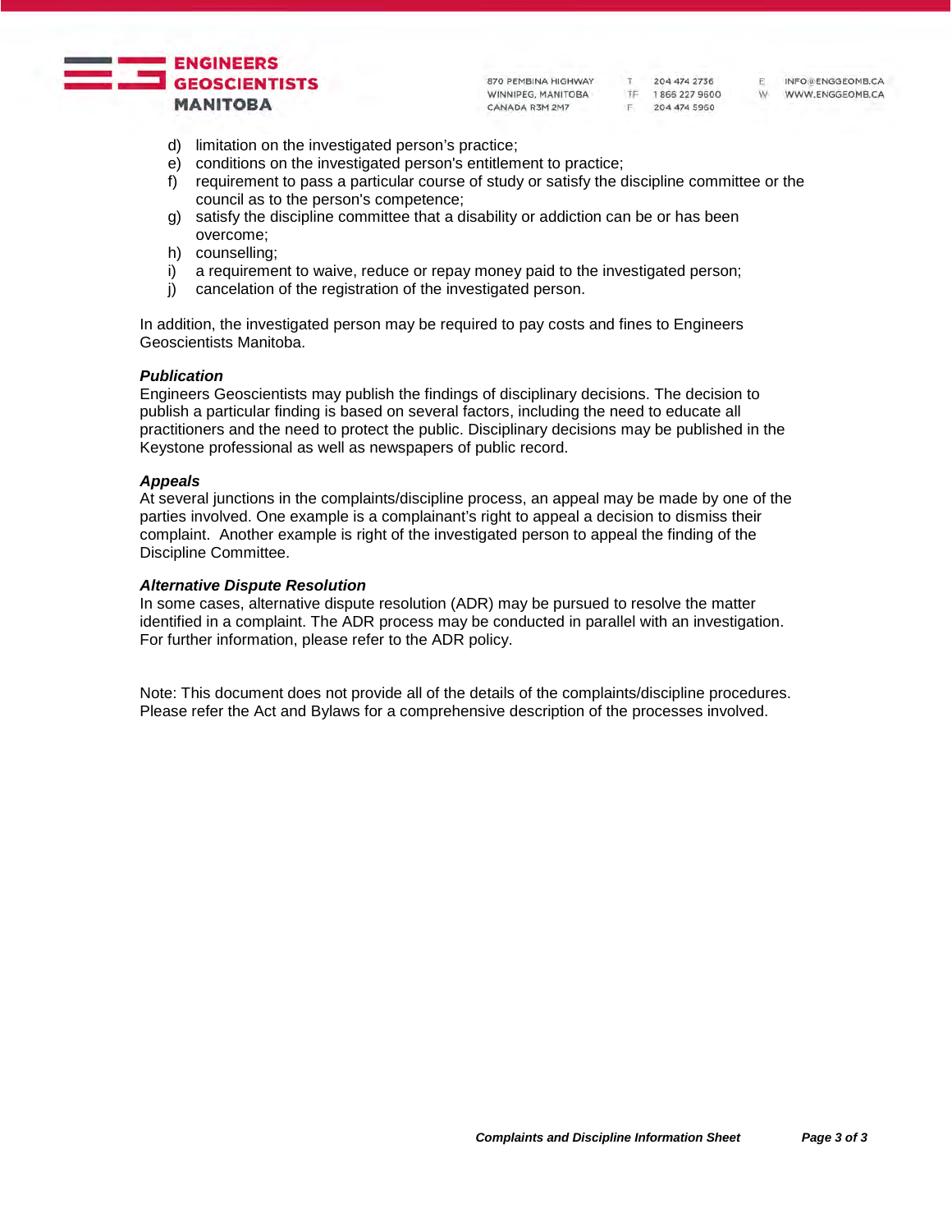d) limitation on the investigated person's practice;
e) conditions on the investigated person's entitlement to practice;
f) requirement to pass a particular course of study or satisfy the discipline committee or the council as to the person's competence;
g) satisfy the discipline committee that a disability or addiction can be or has been overcome;
h) counselling;
i) a requirement to waive, reduce or repay money paid to the investigated person;
j) cancelation of the registration of the investigated person.

In addition, the investigated person may be required to pay costs and fines to Engineers Geoscientists Manitoba.

***Publication***
Engineers Geoscientists may publish the findings of disciplinary decisions. The decision to publish a particular finding is based on several factors, including the need to educate all practitioners and the need to protect the public. Disciplinary decisions may be published in the Keystone professional as well as newspapers of public record.

***Appeals***
At several junctions in the complaints/discipline process, an appeal may be made by one of the parties involved. One example is a complainant's right to appeal a decision to dismiss their complaint. Another example is right of the investigated person to appeal the finding of the Discipline Committee.

***Alternative Dispute Resolution***
In some cases, alternative dispute resolution (ADR) may be pursued to resolve the matter identified in a complaint. The ADR process may be conducted in parallel with an investigation. For further information, please refer to the ADR policy.

Note: This document does not provide all of the details of the complaints/discipline procedures. Please refer the Act and Bylaws for a comprehensive description of the processes involved.